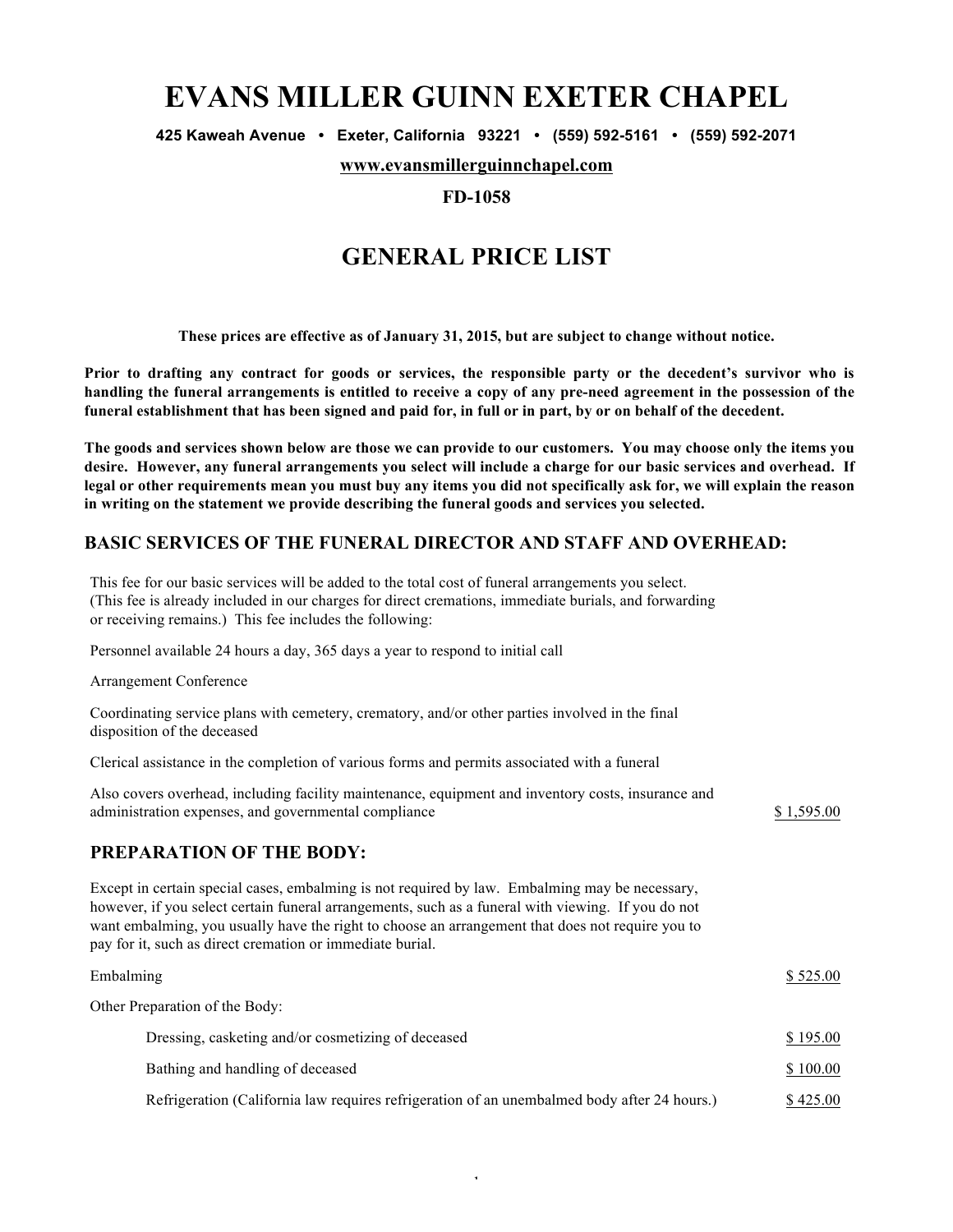# EVANS MILLER GUINN EXETER CHAPEL

**425 Kaweah Avenue • Exeter, California 93221 • (559) 592-5161 • (559) 592-2071**

**www.evansmillerguinnchapel.com**

**FD-1058**

## GENERAL PRICE LIST

**These prices are effective as of January 31, 2015, but are subject to change without notice.**

**Prior to drafting any contract for goods or services, the responsible party or the decedent's survivor who is handling the funeral arrangements is entitled to receive a copy of any pre-need agreement in the possession of the funeral establishment that has been signed and paid for, in full or in part, by or on behalf of the decedent.**

**The goods and services shown below are those we can provide to our customers. You may choose only the items you desire. However, any funeral arrangements you select will include a charge for our basic services and overhead. If legal or other requirements mean you must buy any items you did not specifically ask for, we will explain the reason in writing on the statement we provide describing the funeral goods and services you selected.**

### BASIC SERVICES OF THE FUNERAL DIRECTOR AND STAFF AND OVERHEAD:

This fee for our basic services will be added to the total cost of funeral arrangements you select. (This fee is already included in our charges for direct cremations, immediate burials, and forwarding or receiving remains.) This fee includes the following:

Personnel available 24 hours a day, 365 days a year to respond to initial call

Arrangement Conference

Coordinating service plans with cemetery, crematory, and/or other parties involved in the final disposition of the deceased

Clerical assistance in the completion of various forms and permits associated with a funeral

Also covers overhead, including facility maintenance, equipment and inventory costs, insurance and administration expenses, and governmental compliance — $ 1,595.00

### PREPARATION OF THE BODY:

Except in certain special cases, embalming is not required by law. Embalming may be necessary, however, if you select certain funeral arrangements, such as a funeral with viewing. If you do not want embalming, you usually have the right to choose an arrangement that does not require you to pay for it, such as direct cremation or immediate burial.

Embalming — $ 525.00

Other Preparation of the Body:

- Dressing, casketing and/or cosmetizing of deceased — $ 195.00
- Bathing and handling of deceased — $ 100.00
- Refrigeration (California law requires refrigeration of an unembalmed body after 24 hours.) — $ 425.00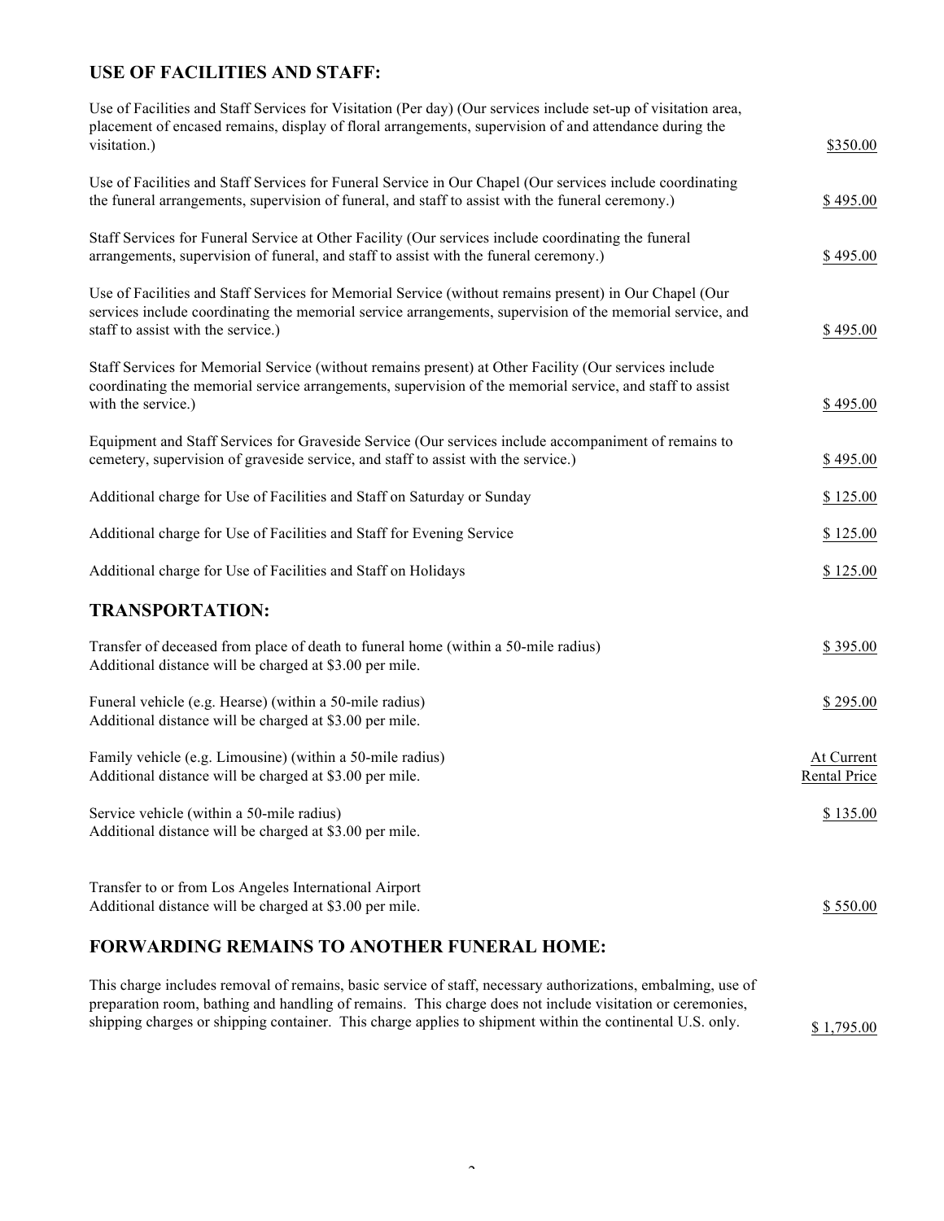## USE OF FACILITIES AND STAFF:

| Service | Price |
|---|---|
| Use of Facilities and Staff Services for Visitation (Per day) (Our services include set-up of visitation area, placement of encased remains, display of floral arrangements, supervision of and attendance during the visitation.) | $350.00 |
| Use of Facilities and Staff Services for Funeral Service in Our Chapel (Our services include coordinating the funeral arrangements, supervision of funeral, and staff to assist with the funeral ceremony.) | $ 495.00 |
| Staff Services for Funeral Service at Other Facility (Our services include coordinating the funeral arrangements, supervision of funeral, and staff to assist with the funeral ceremony.) | $ 495.00 |
| Use of Facilities and Staff Services for Memorial Service (without remains present) in Our Chapel (Our services include coordinating the memorial service arrangements, supervision of the memorial service, and staff to assist with the service.) | $ 495.00 |
| Staff Services for Memorial Service (without remains present) at Other Facility (Our services include coordinating the memorial service arrangements, supervision of the memorial service, and staff to assist with the service.) | $ 495.00 |
| Equipment and Staff Services for Graveside Service (Our services include accompaniment of remains to cemetery, supervision of graveside service, and staff to assist with the service.) | $ 495.00 |
| Additional charge for Use of Facilities and Staff on Saturday or Sunday | $ 125.00 |
| Additional charge for Use of Facilities and Staff for Evening Service | $ 125.00 |
| Additional charge for Use of Facilities and Staff on Holidays | $ 125.00 |

## TRANSPORTATION:

| Service | Price |
|---|---|
| Transfer of deceased from place of death to funeral home (within a 50-mile radius) Additional distance will be charged at $3.00 per mile. | $ 395.00 |
| Funeral vehicle (e.g. Hearse) (within a 50-mile radius) Additional distance will be charged at $3.00 per mile. | $ 295.00 |
| Family vehicle (e.g. Limousine) (within a 50-mile radius) Additional distance will be charged at $3.00 per mile. | At Current Rental Price |
| Service vehicle (within a 50-mile radius) Additional distance will be charged at $3.00 per mile. | $ 135.00 |
| Transfer to or from Los Angeles International Airport Additional distance will be charged at $3.00 per mile. | $ 550.00 |

## FORWARDING REMAINS TO ANOTHER FUNERAL HOME:

| Service | Price |
|---|---|
| This charge includes removal of remains, basic service of staff, necessary authorizations, embalming, use of preparation room, bathing and handling of remains. This charge does not include visitation or ceremonies, shipping charges or shipping container. This charge applies to shipment within the continental U.S. only. | $ 1,795.00 |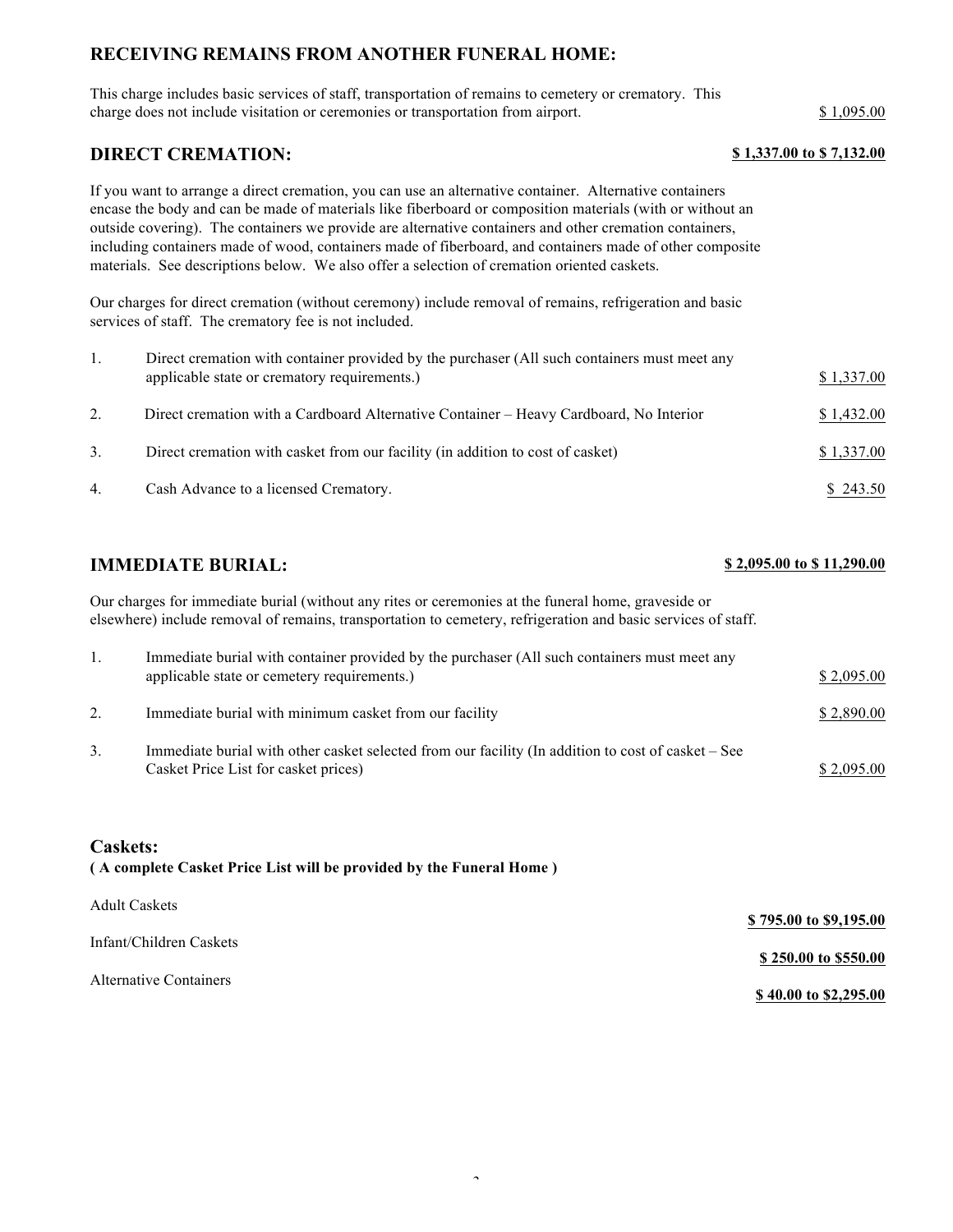## RECEIVING REMAINS FROM ANOTHER FUNERAL HOME:

This charge includes basic services of staff, transportation of remains to cemetery or crematory. This charge does not include visitation or ceremonies or transportation from airport. $ 1,095.00

## DIRECT CREMATION: $ 1,337.00 to $ 7,132.00

If you want to arrange a direct cremation, you can use an alternative container. Alternative containers encase the body and can be made of materials like fiberboard or composition materials (with or without an outside covering). The containers we provide are alternative containers and other cremation containers, including containers made of wood, containers made of fiberboard, and containers made of other composite materials. See descriptions below. We also offer a selection of cremation oriented caskets.

Our charges for direct cremation (without ceremony) include removal of remains, refrigeration and basic services of staff. The crematory fee is not included.

| | | |
|---|---|---|
| 1. | Direct cremation with container provided by the purchaser (All such containers must meet any applicable state or crematory requirements.) | $ 1,337.00 |
| 2. | Direct cremation with a Cardboard Alternative Container – Heavy Cardboard, No Interior | $ 1,432.00 |
| 3. | Direct cremation with casket from our facility (in addition to cost of casket) | $ 1,337.00 |
| 4. | Cash Advance to a licensed Crematory. | $ 243.50 |

## IMMEDIATE BURIAL: $ 2,095.00 to $ 11,290.00

Our charges for immediate burial (without any rites or ceremonies at the funeral home, graveside or elsewhere) include removal of remains, transportation to cemetery, refrigeration and basic services of staff.

| | | |
|---|---|---|
| 1. | Immediate burial with container provided by the purchaser (All such containers must meet any applicable state or cemetery requirements.) | $ 2,095.00 |
| 2. | Immediate burial with minimum casket from our facility | $ 2,890.00 |
| 3. | Immediate burial with other casket selected from our facility (In addition to cost of casket – See Casket Price List for casket prices) | $ 2,095.00 |

## Caskets:

**( A complete Casket Price List will be provided by the Funeral Home )**

| | |
|---|---|
| Adult Caskets | $ 795.00 to $9,195.00 |
| Infant/Children Caskets | $ 250.00 to $550.00 |
| Alternative Containers | $ 40.00 to $2,295.00 |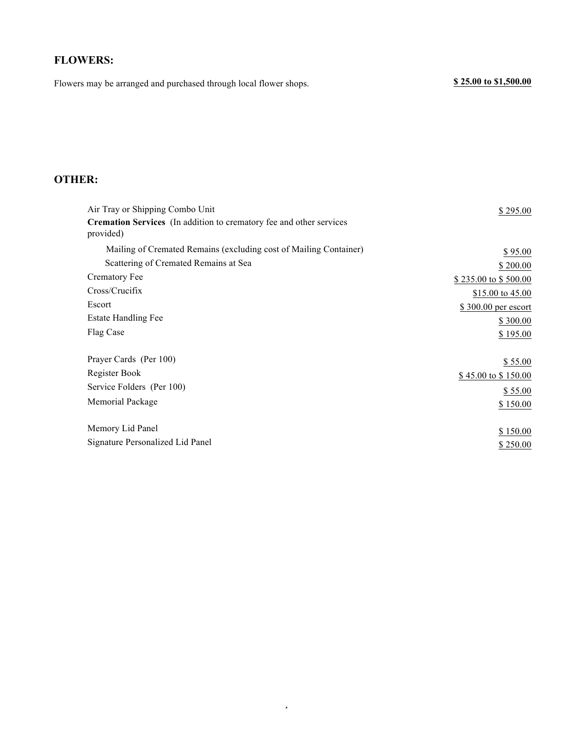## FLOWERS:

Flowers may be arranged and purchased through local flower shops. **$ 25.00 to $1,500.00**

## OTHER:

| Item | Price |
|---|---|
| Air Tray or Shipping Combo Unit | $ 295.00 |
| **Cremation Services** (In addition to crematory fee and other services provided) | |
| Mailing of Cremated Remains (excluding cost of Mailing Container) | $ 95.00 |
| Scattering of Cremated Remains at Sea | $ 200.00 |
| Crematory Fee | $ 235.00 to $ 500.00 |
| Cross/Crucifix | $15.00 to 45.00 |
| Escort | $ 300.00 per escort |
| Estate Handling Fee | $ 300.00 |
| Flag Case | $ 195.00 |
| Prayer Cards (Per 100) | $ 55.00 |
| Register Book | $ 45.00 to $ 150.00 |
| Service Folders (Per 100) | $ 55.00 |
| Memorial Package | $ 150.00 |
| Memory Lid Panel | $ 150.00 |
| Signature Personalized Lid Panel | $ 250.00 |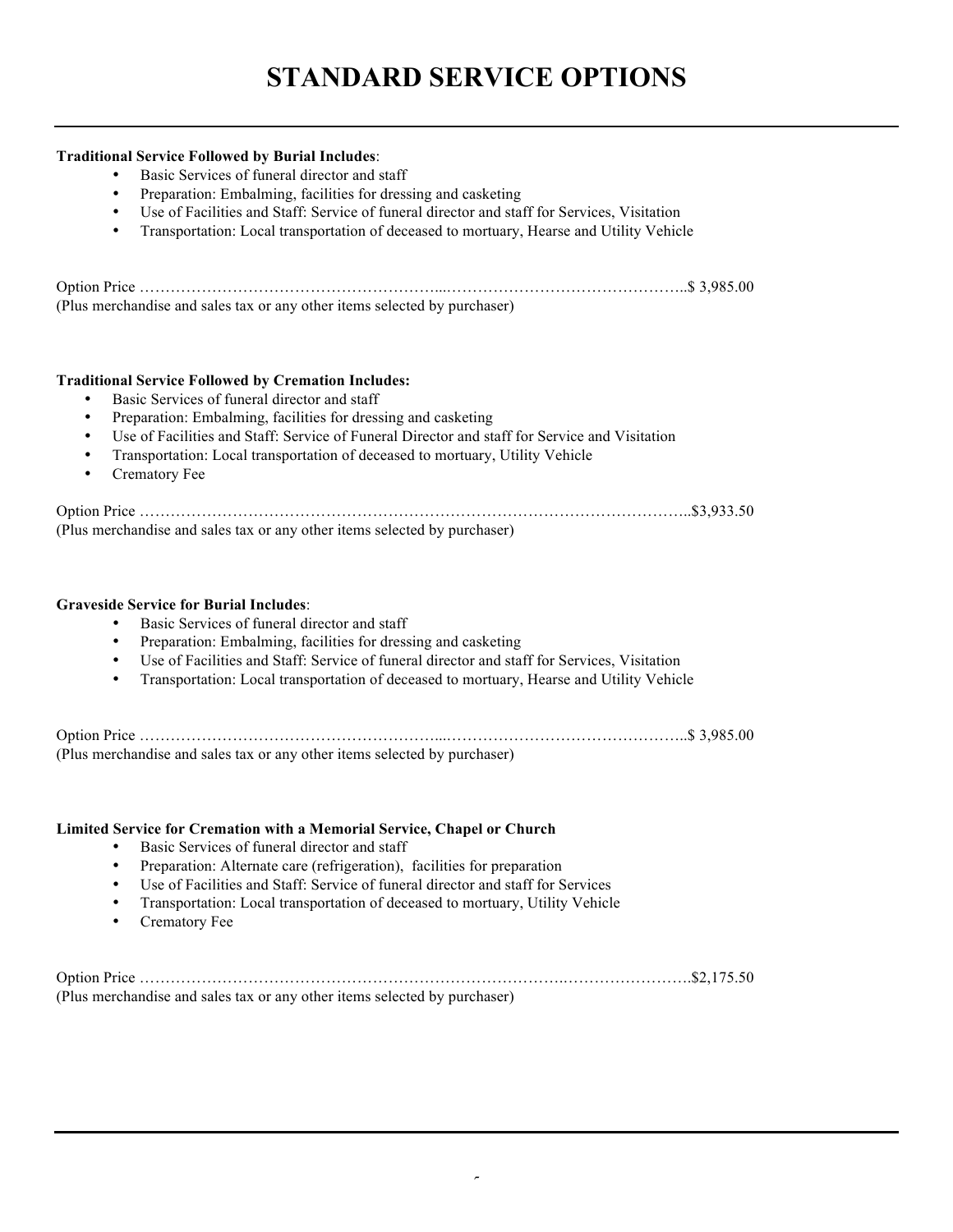# STANDARD SERVICE OPTIONS

**Traditional Service Followed by Burial Includes**:

- Basic Services of funeral director and staff
- Preparation: Embalming, facilities for dressing and casketing
- Use of Facilities and Staff: Service of funeral director and staff for Services, Visitation
- Transportation: Local transportation of deceased to mortuary, Hearse and Utility Vehicle

Option Price ………………………………………………...……………………………………..$ 3,985.00
(Plus merchandise and sales tax or any other items selected by purchaser)

**Traditional Service Followed by Cremation Includes:**

- Basic Services of funeral director and staff
- Preparation: Embalming, facilities for dressing and casketing
- Use of Facilities and Staff: Service of Funeral Director and staff for Service and Visitation
- Transportation: Local transportation of deceased to mortuary, Utility Vehicle
- Crematory Fee

Option Price ……………………………………………………………………………………………..$3,933.50
(Plus merchandise and sales tax or any other items selected by purchaser)

**Graveside Service for Burial Includes**:

- Basic Services of funeral director and staff
- Preparation: Embalming, facilities for dressing and casketing
- Use of Facilities and Staff: Service of funeral director and staff for Services, Visitation
- Transportation: Local transportation of deceased to mortuary, Hearse and Utility Vehicle

Option Price ………………………………………………...……………………………………..$ 3,985.00
(Plus merchandise and sales tax or any other items selected by purchaser)

**Limited Service for Cremation with a Memorial Service, Chapel or Church**

- Basic Services of funeral director and staff
- Preparation: Alternate care (refrigeration), facilities for preparation
- Use of Facilities and Staff: Service of funeral director and staff for Services
- Transportation: Local transportation of deceased to mortuary, Utility Vehicle
- Crematory Fee

Option Price …………………………………………………………………….…………………….$2,175.50
(Plus merchandise and sales tax or any other items selected by purchaser)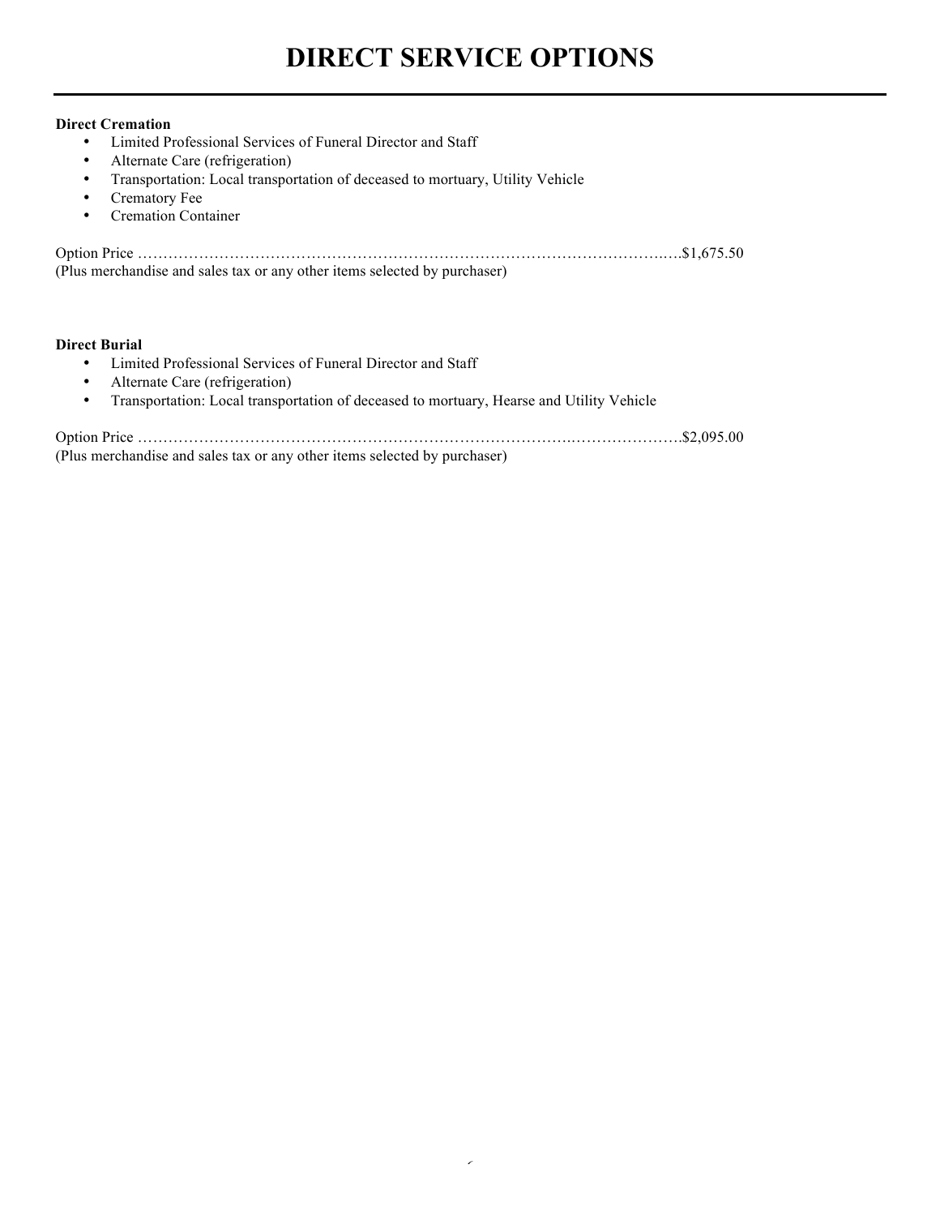# DIRECT SERVICE OPTIONS

**Direct Cremation**

- Limited Professional Services of Funeral Director and Staff
- Alternate Care (refrigeration)
- Transportation: Local transportation of deceased to mortuary, Utility Vehicle
- Crematory Fee
- Cremation Container

Option Price ………………………………………………………………………………………………….$1,675.50
(Plus merchandise and sales tax or any other items selected by purchaser)

**Direct Burial**

- Limited Professional Services of Funeral Director and Staff
- Alternate Care (refrigeration)
- Transportation: Local transportation of deceased to mortuary, Hearse and Utility Vehicle

Option Price ………………………………………………………………………………………………$2,095.00
(Plus merchandise and sales tax or any other items selected by purchaser)